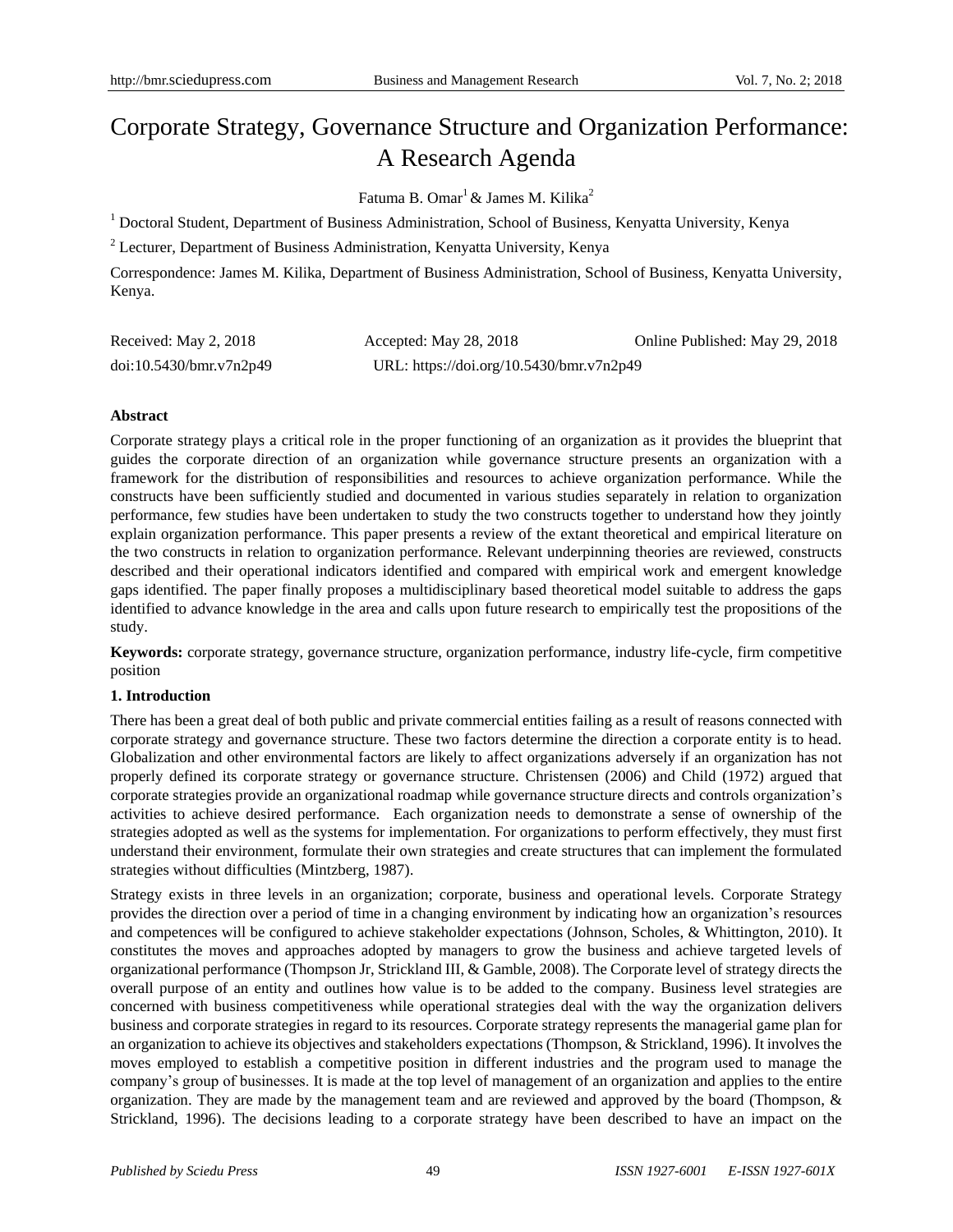# Corporate Strategy, Governance Structure and Organization Performance: A Research Agenda

Fatuma B. Omar[1] & James M. Kilika[2]

[1] Doctoral Student, Department of Business Administration, School of Business, Kenyatta University, Kenya

[2] Lecturer, Department of Business Administration, Kenyatta University, Kenya

Correspondence: James M. Kilika, Department of Business Administration, School of Business, Kenyatta University, Kenya.

Received: May 2, 2018 Accepted: May 28, 2018 Online Published: May 29, 2018

doi:10.5430/bmr.v7n2p49 URL: https://doi.org/10.5430/bmr.v7n2p49

**Abstract**

Corporate strategy plays a critical role in the proper functioning of an organization as it provides the blueprint that guides the corporate direction of an organization while governance structure presents an organization with a framework for the distribution of responsibilities and resources to achieve organization performance. While the constructs have been sufficiently studied and documented in various studies separately in relation to organization performance, few studies have been undertaken to study the two constructs together to understand how they jointly explain organization performance. This paper presents a review of the extant theoretical and empirical literature on the two constructs in relation to organization performance. Relevant underpinning theories are reviewed, constructs described and their operational indicators identified and compared with empirical work and emergent knowledge gaps identified. The paper finally proposes a multidisciplinary based theoretical model suitable to address the gaps identified to advance knowledge in the area and calls upon future research to empirically test the propositions of the study.

**Keywords:** corporate strategy, governance structure, organization performance, industry life-cycle, firm competitive position

## 1. Introduction

There has been a great deal of both public and private commercial entities failing as a result of reasons connected with corporate strategy and governance structure. These two factors determine the direction a corporate entity is to head. Globalization and other environmental factors are likely to affect organizations adversely if an organization has not properly defined its corporate strategy or governance structure. Christensen (2006) and Child (1972) argued that corporate strategies provide an organizational roadmap while governance structure directs and controls organization's activities to achieve desired performance. Each organization needs to demonstrate a sense of ownership of the strategies adopted as well as the systems for implementation. For organizations to perform effectively, they must first understand their environment, formulate their own strategies and create structures that can implement the formulated strategies without difficulties (Mintzberg, 1987).

Strategy exists in three levels in an organization; corporate, business and operational levels. Corporate Strategy provides the direction over a period of time in a changing environment by indicating how an organization's resources and competences will be configured to achieve stakeholder expectations (Johnson, Scholes, & Whittington, 2010). It constitutes the moves and approaches adopted by managers to grow the business and achieve targeted levels of organizational performance (Thompson Jr, Strickland III, & Gamble, 2008). The Corporate level of strategy directs the overall purpose of an entity and outlines how value is to be added to the company. Business level strategies are concerned with business competitiveness while operational strategies deal with the way the organization delivers business and corporate strategies in regard to its resources. Corporate strategy represents the managerial game plan for an organization to achieve its objectives and stakeholders expectations (Thompson, & Strickland, 1996). It involves the moves employed to establish a competitive position in different industries and the program used to manage the company's group of businesses. It is made at the top level of management of an organization and applies to the entire organization. They are made by the management team and are reviewed and approved by the board (Thompson, & Strickland, 1996). The decisions leading to a corporate strategy have been described to have an impact on the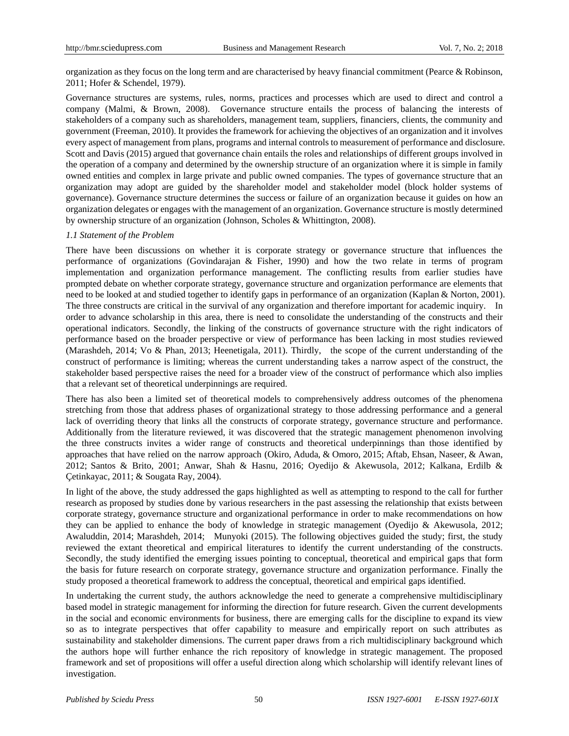organization as they focus on the long term and are characterised by heavy financial commitment (Pearce & Robinson, 2011; Hofer & Schendel, 1979).

Governance structures are systems, rules, norms, practices and processes which are used to direct and control a company (Malmi, & Brown, 2008). Governance structure entails the process of balancing the interests of stakeholders of a company such as shareholders, management team, suppliers, financiers, clients, the community and government (Freeman, 2010). It provides the framework for achieving the objectives of an organization and it involves every aspect of management from plans, programs and internal controls to measurement of performance and disclosure. Scott and Davis (2015) argued that governance chain entails the roles and relationships of different groups involved in the operation of a company and determined by the ownership structure of an organization where it is simple in family owned entities and complex in large private and public owned companies. The types of governance structure that an organization may adopt are guided by the shareholder model and stakeholder model (block holder systems of governance). Governance structure determines the success or failure of an organization because it guides on how an organization delegates or engages with the management of an organization. Governance structure is mostly determined by ownership structure of an organization (Johnson, Scholes & Whittington, 2008).

*1.1 Statement of the Problem*

There have been discussions on whether it is corporate strategy or governance structure that influences the performance of organizations (Govindarajan & Fisher, 1990) and how the two relate in terms of program implementation and organization performance management. The conflicting results from earlier studies have prompted debate on whether corporate strategy, governance structure and organization performance are elements that need to be looked at and studied together to identify gaps in performance of an organization (Kaplan & Norton, 2001). The three constructs are critical in the survival of any organization and therefore important for academic inquiry. In order to advance scholarship in this area, there is need to consolidate the understanding of the constructs and their operational indicators. Secondly, the linking of the constructs of governance structure with the right indicators of performance based on the broader perspective or view of performance has been lacking in most studies reviewed (Marashdeh, 2014; Vo & Phan, 2013; Heenetigala, 2011). Thirdly, the scope of the current understanding of the construct of performance is limiting; whereas the current understanding takes a narrow aspect of the construct, the stakeholder based perspective raises the need for a broader view of the construct of performance which also implies that a relevant set of theoretical underpinnings are required.

There has also been a limited set of theoretical models to comprehensively address outcomes of the phenomena stretching from those that address phases of organizational strategy to those addressing performance and a general lack of overriding theory that links all the constructs of corporate strategy, governance structure and performance. Additionally from the literature reviewed, it was discovered that the strategic management phenomenon involving the three constructs invites a wider range of constructs and theoretical underpinnings than those identified by approaches that have relied on the narrow approach (Okiro, Aduda, & Omoro, 2015; Aftab, Ehsan, Naseer, & Awan, 2012; Santos & Brito, 2001; Anwar, Shah & Hasnu, 2016; Oyedijo & Akewusola, 2012; Kalkana, Erdilb & Çetinkayac, 2011; & Sougata Ray, 2004).

In light of the above, the study addressed the gaps highlighted as well as attempting to respond to the call for further research as proposed by studies done by various researchers in the past assessing the relationship that exists between corporate strategy, governance structure and organizational performance in order to make recommendations on how they can be applied to enhance the body of knowledge in strategic management (Oyedijo & Akewusola, 2012; Awaluddin, 2014; Marashdeh, 2014; Munyoki (2015). The following objectives guided the study; first, the study reviewed the extant theoretical and empirical literatures to identify the current understanding of the constructs. Secondly, the study identified the emerging issues pointing to conceptual, theoretical and empirical gaps that form the basis for future research on corporate strategy, governance structure and organization performance. Finally the study proposed a theoretical framework to address the conceptual, theoretical and empirical gaps identified.

In undertaking the current study, the authors acknowledge the need to generate a comprehensive multidisciplinary based model in strategic management for informing the direction for future research. Given the current developments in the social and economic environments for business, there are emerging calls for the discipline to expand its view so as to integrate perspectives that offer capability to measure and empirically report on such attributes as sustainability and stakeholder dimensions. The current paper draws from a rich multidisciplinary background which the authors hope will further enhance the rich repository of knowledge in strategic management. The proposed framework and set of propositions will offer a useful direction along which scholarship will identify relevant lines of investigation.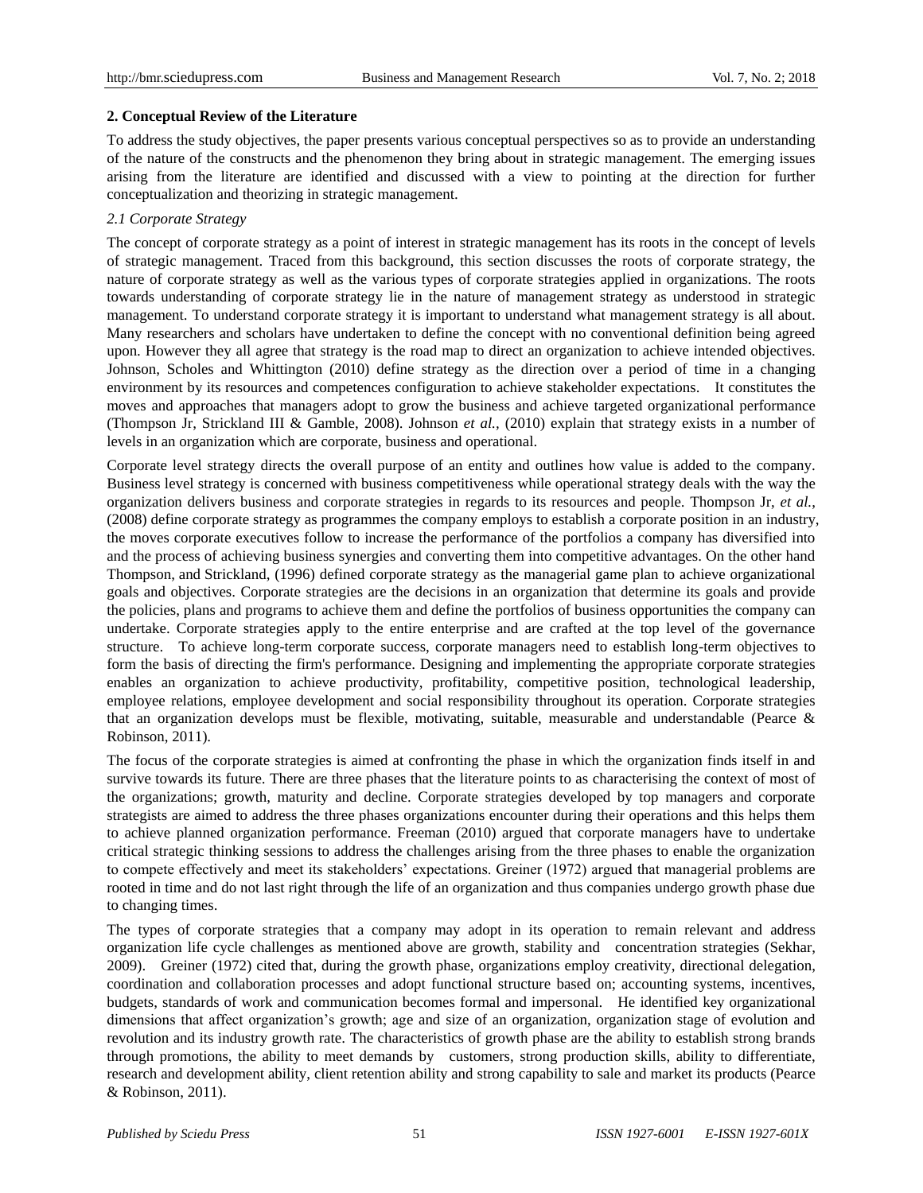## 2. Conceptual Review of the Literature

To address the study objectives, the paper presents various conceptual perspectives so as to provide an understanding of the nature of the constructs and the phenomenon they bring about in strategic management. The emerging issues arising from the literature are identified and discussed with a view to pointing at the direction for further conceptualization and theorizing in strategic management.

### *2.1 Corporate Strategy*

The concept of corporate strategy as a point of interest in strategic management has its roots in the concept of levels of strategic management. Traced from this background, this section discusses the roots of corporate strategy, the nature of corporate strategy as well as the various types of corporate strategies applied in organizations. The roots towards understanding of corporate strategy lie in the nature of management strategy as understood in strategic management. To understand corporate strategy it is important to understand what management strategy is all about. Many researchers and scholars have undertaken to define the concept with no conventional definition being agreed upon. However they all agree that strategy is the road map to direct an organization to achieve intended objectives. Johnson, Scholes and Whittington (2010) define strategy as the direction over a period of time in a changing environment by its resources and competences configuration to achieve stakeholder expectations. It constitutes the moves and approaches that managers adopt to grow the business and achieve targeted organizational performance (Thompson Jr, Strickland III & Gamble, 2008). Johnson *et al.,* (2010) explain that strategy exists in a number of levels in an organization which are corporate, business and operational.

Corporate level strategy directs the overall purpose of an entity and outlines how value is added to the company. Business level strategy is concerned with business competitiveness while operational strategy deals with the way the organization delivers business and corporate strategies in regards to its resources and people. Thompson Jr, *et al.,* (2008) define corporate strategy as programmes the company employs to establish a corporate position in an industry, the moves corporate executives follow to increase the performance of the portfolios a company has diversified into and the process of achieving business synergies and converting them into competitive advantages. On the other hand Thompson, and Strickland, (1996) defined corporate strategy as the managerial game plan to achieve organizational goals and objectives. Corporate strategies are the decisions in an organization that determine its goals and provide the policies, plans and programs to achieve them and define the portfolios of business opportunities the company can undertake. Corporate strategies apply to the entire enterprise and are crafted at the top level of the governance structure. To achieve long-term corporate success, corporate managers need to establish long-term objectives to form the basis of directing the firm's performance. Designing and implementing the appropriate corporate strategies enables an organization to achieve productivity, profitability, competitive position, technological leadership, employee relations, employee development and social responsibility throughout its operation. Corporate strategies that an organization develops must be flexible, motivating, suitable, measurable and understandable (Pearce & Robinson, 2011).

The focus of the corporate strategies is aimed at confronting the phase in which the organization finds itself in and survive towards its future. There are three phases that the literature points to as characterising the context of most of the organizations; growth, maturity and decline. Corporate strategies developed by top managers and corporate strategists are aimed to address the three phases organizations encounter during their operations and this helps them to achieve planned organization performance. Freeman (2010) argued that corporate managers have to undertake critical strategic thinking sessions to address the challenges arising from the three phases to enable the organization to compete effectively and meet its stakeholders' expectations. Greiner (1972) argued that managerial problems are rooted in time and do not last right through the life of an organization and thus companies undergo growth phase due to changing times.

The types of corporate strategies that a company may adopt in its operation to remain relevant and address organization life cycle challenges as mentioned above are growth, stability and concentration strategies (Sekhar, 2009). Greiner (1972) cited that, during the growth phase, organizations employ creativity, directional delegation, coordination and collaboration processes and adopt functional structure based on; accounting systems, incentives, budgets, standards of work and communication becomes formal and impersonal. He identified key organizational dimensions that affect organization's growth; age and size of an organization, organization stage of evolution and revolution and its industry growth rate. The characteristics of growth phase are the ability to establish strong brands through promotions, the ability to meet demands by customers, strong production skills, ability to differentiate, research and development ability, client retention ability and strong capability to sale and market its products (Pearce & Robinson, 2011).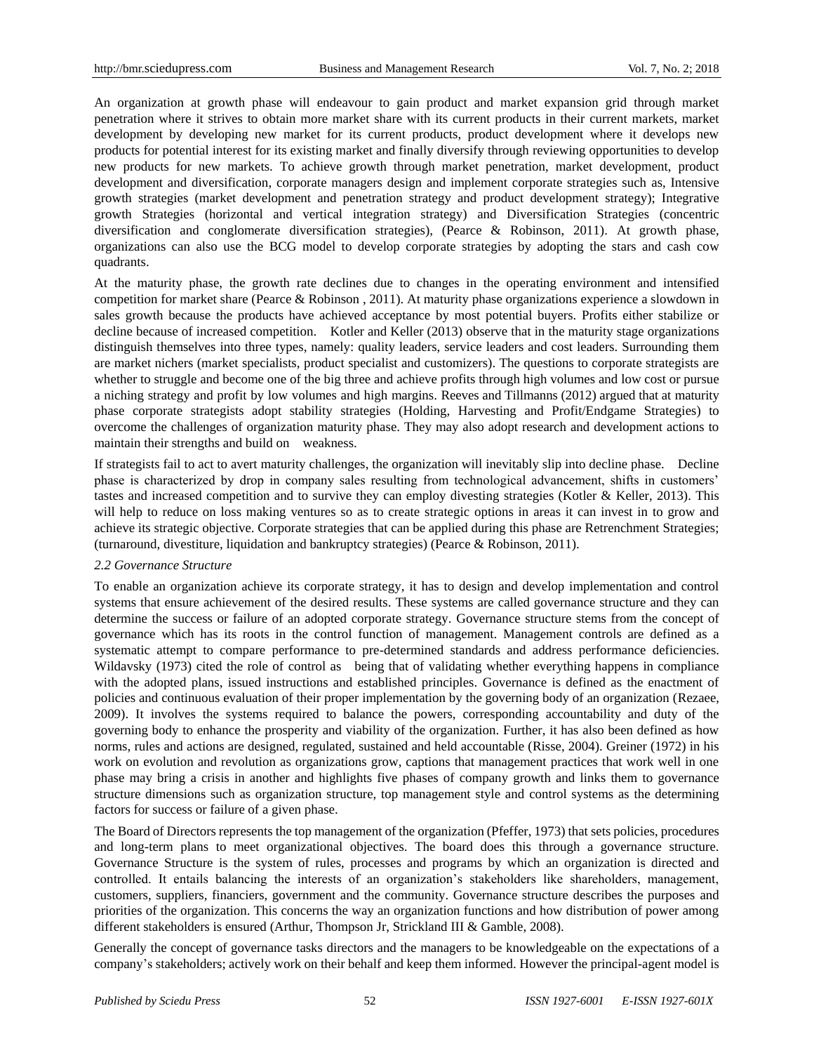An organization at growth phase will endeavour to gain product and market expansion grid through market penetration where it strives to obtain more market share with its current products in their current markets, market development by developing new market for its current products, product development where it develops new products for potential interest for its existing market and finally diversify through reviewing opportunities to develop new products for new markets. To achieve growth through market penetration, market development, product development and diversification, corporate managers design and implement corporate strategies such as, Intensive growth strategies (market development and penetration strategy and product development strategy); Integrative growth Strategies (horizontal and vertical integration strategy) and Diversification Strategies (concentric diversification and conglomerate diversification strategies), (Pearce & Robinson, 2011). At growth phase, organizations can also use the BCG model to develop corporate strategies by adopting the stars and cash cow quadrants.

At the maturity phase, the growth rate declines due to changes in the operating environment and intensified competition for market share (Pearce & Robinson , 2011). At maturity phase organizations experience a slowdown in sales growth because the products have achieved acceptance by most potential buyers. Profits either stabilize or decline because of increased competition. Kotler and Keller (2013) observe that in the maturity stage organizations distinguish themselves into three types, namely: quality leaders, service leaders and cost leaders. Surrounding them are market nichers (market specialists, product specialist and customizers). The questions to corporate strategists are whether to struggle and become one of the big three and achieve profits through high volumes and low cost or pursue a niching strategy and profit by low volumes and high margins. Reeves and Tillmanns (2012) argued that at maturity phase corporate strategists adopt stability strategies (Holding, Harvesting and Profit/Endgame Strategies) to overcome the challenges of organization maturity phase. They may also adopt research and development actions to maintain their strengths and build on weakness.

If strategists fail to act to avert maturity challenges, the organization will inevitably slip into decline phase. Decline phase is characterized by drop in company sales resulting from technological advancement, shifts in customers' tastes and increased competition and to survive they can employ divesting strategies (Kotler & Keller, 2013). This will help to reduce on loss making ventures so as to create strategic options in areas it can invest in to grow and achieve its strategic objective. Corporate strategies that can be applied during this phase are Retrenchment Strategies; (turnaround, divestiture, liquidation and bankruptcy strategies) (Pearce & Robinson, 2011).

### *2.2 Governance Structure*

To enable an organization achieve its corporate strategy, it has to design and develop implementation and control systems that ensure achievement of the desired results. These systems are called governance structure and they can determine the success or failure of an adopted corporate strategy. Governance structure stems from the concept of governance which has its roots in the control function of management. Management controls are defined as a systematic attempt to compare performance to pre-determined standards and address performance deficiencies. Wildavsky (1973) cited the role of control as being that of validating whether everything happens in compliance with the adopted plans, issued instructions and established principles. Governance is defined as the enactment of policies and continuous evaluation of their proper implementation by the governing body of an organization (Rezaee, 2009). It involves the systems required to balance the powers, corresponding accountability and duty of the governing body to enhance the prosperity and viability of the organization. Further, it has also been defined as how norms, rules and actions are designed, regulated, sustained and held accountable (Risse, 2004). Greiner (1972) in his work on evolution and revolution as organizations grow, captions that management practices that work well in one phase may bring a crisis in another and highlights five phases of company growth and links them to governance structure dimensions such as organization structure, top management style and control systems as the determining factors for success or failure of a given phase.

The Board of Directors represents the top management of the organization (Pfeffer, 1973) that sets policies, procedures and long-term plans to meet organizational objectives. The board does this through a governance structure. Governance Structure is the system of rules, processes and programs by which an organization is directed and controlled. It entails balancing the interests of an organization's stakeholders like shareholders, management, customers, suppliers, financiers, government and the community. Governance structure describes the purposes and priorities of the organization. This concerns the way an organization functions and how distribution of power among different stakeholders is ensured (Arthur, Thompson Jr, Strickland III & Gamble, 2008).

Generally the concept of governance tasks directors and the managers to be knowledgeable on the expectations of a company's stakeholders; actively work on their behalf and keep them informed. However the principal-agent model is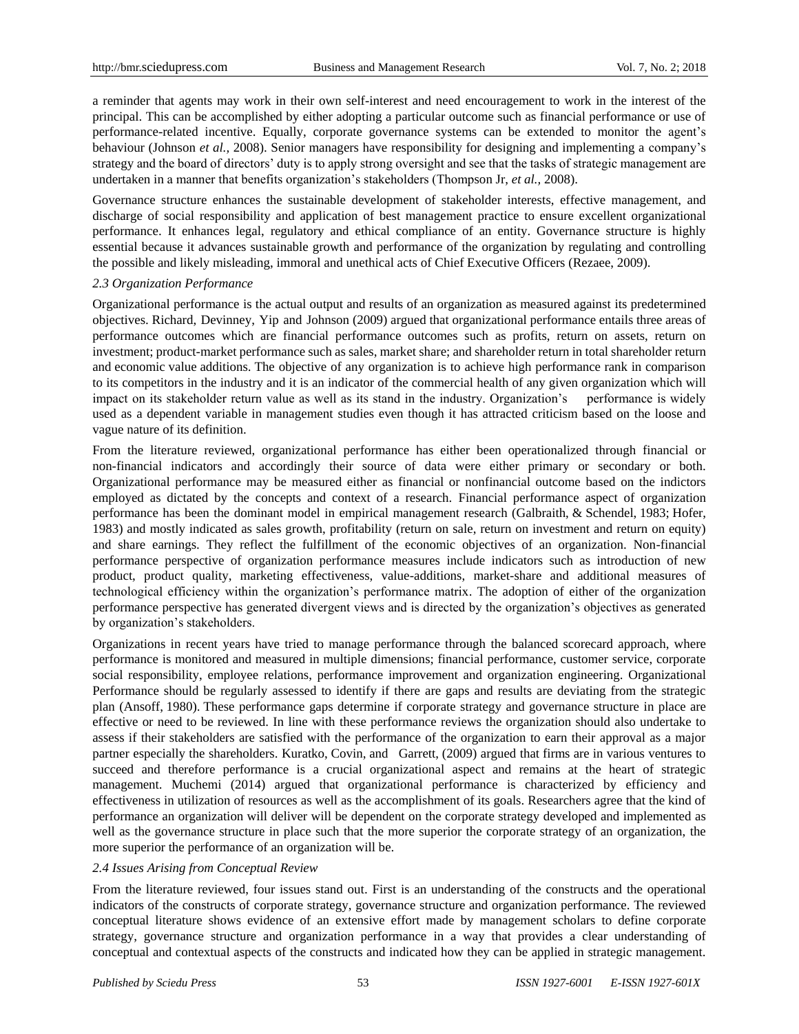a reminder that agents may work in their own self-interest and need encouragement to work in the interest of the principal. This can be accomplished by either adopting a particular outcome such as financial performance or use of performance-related incentive. Equally, corporate governance systems can be extended to monitor the agent's behaviour (Johnson *et al.,* 2008). Senior managers have responsibility for designing and implementing a company's strategy and the board of directors' duty is to apply strong oversight and see that the tasks of strategic management are undertaken in a manner that benefits organization's stakeholders (Thompson Jr, *et al.,* 2008).

Governance structure enhances the sustainable development of stakeholder interests, effective management, and discharge of social responsibility and application of best management practice to ensure excellent organizational performance. It enhances legal, regulatory and ethical compliance of an entity. Governance structure is highly essential because it advances sustainable growth and performance of the organization by regulating and controlling the possible and likely misleading, immoral and unethical acts of Chief Executive Officers (Rezaee, 2009).

### *2.3 Organization Performance*

Organizational performance is the actual output and results of an organization as measured against its predetermined objectives. Richard, Devinney, Yip and Johnson (2009) argued that organizational performance entails three areas of performance outcomes which are financial performance outcomes such as profits, return on assets, return on investment; product-market performance such as sales, market share; and shareholder return in total shareholder return and economic value additions. The objective of any organization is to achieve high performance rank in comparison to its competitors in the industry and it is an indicator of the commercial health of any given organization which will impact on its stakeholder return value as well as its stand in the industry. Organization's performance is widely used as a dependent variable in management studies even though it has attracted criticism based on the loose and vague nature of its definition.

From the literature reviewed, organizational performance has either been operationalized through financial or non-financial indicators and accordingly their source of data were either primary or secondary or both. Organizational performance may be measured either as financial or nonfinancial outcome based on the indictors employed as dictated by the concepts and context of a research. Financial performance aspect of organization performance has been the dominant model in empirical management research (Galbraith, & Schendel, 1983; Hofer, 1983) and mostly indicated as sales growth, profitability (return on sale, return on investment and return on equity) and share earnings. They reflect the fulfillment of the economic objectives of an organization. Non-financial performance perspective of organization performance measures include indicators such as introduction of new product, product quality, marketing effectiveness, value-additions, market-share and additional measures of technological efficiency within the organization's performance matrix. The adoption of either of the organization performance perspective has generated divergent views and is directed by the organization's objectives as generated by organization's stakeholders.

Organizations in recent years have tried to manage performance through the balanced scorecard approach, where performance is monitored and measured in multiple dimensions; financial performance, customer service, corporate social responsibility, employee relations, performance improvement and organization engineering. Organizational Performance should be regularly assessed to identify if there are gaps and results are deviating from the strategic plan (Ansoff, 1980). These performance gaps determine if corporate strategy and governance structure in place are effective or need to be reviewed. In line with these performance reviews the organization should also undertake to assess if their stakeholders are satisfied with the performance of the organization to earn their approval as a major partner especially the shareholders. Kuratko, Covin, and Garrett, (2009) argued that firms are in various ventures to succeed and therefore performance is a crucial organizational aspect and remains at the heart of strategic management. Muchemi (2014) argued that organizational performance is characterized by efficiency and effectiveness in utilization of resources as well as the accomplishment of its goals. Researchers agree that the kind of performance an organization will deliver will be dependent on the corporate strategy developed and implemented as well as the governance structure in place such that the more superior the corporate strategy of an organization, the more superior the performance of an organization will be.

### *2.4 Issues Arising from Conceptual Review*

From the literature reviewed, four issues stand out. First is an understanding of the constructs and the operational indicators of the constructs of corporate strategy, governance structure and organization performance. The reviewed conceptual literature shows evidence of an extensive effort made by management scholars to define corporate strategy, governance structure and organization performance in a way that provides a clear understanding of conceptual and contextual aspects of the constructs and indicated how they can be applied in strategic management.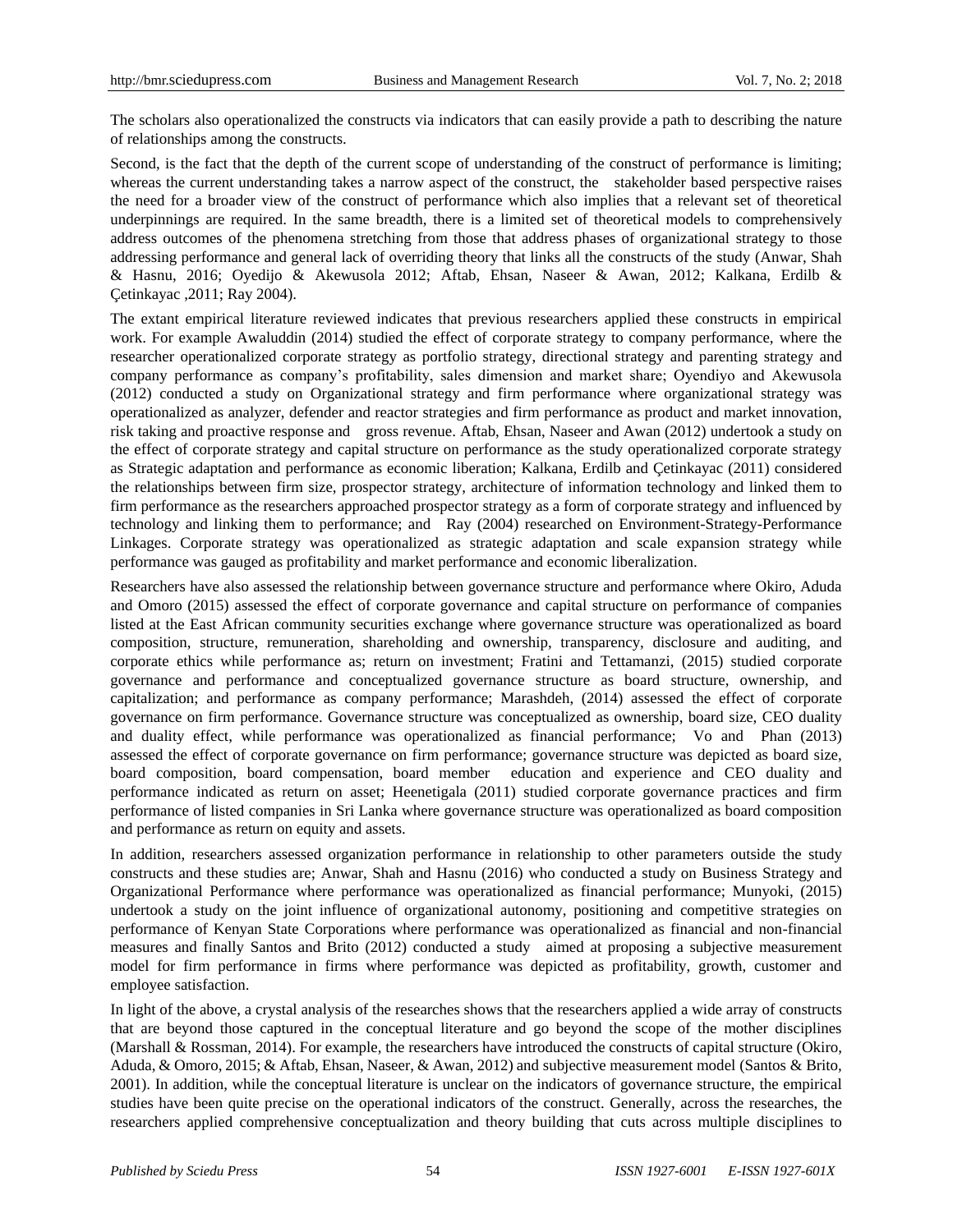The scholars also operationalized the constructs via indicators that can easily provide a path to describing the nature of relationships among the constructs.

Second, is the fact that the depth of the current scope of understanding of the construct of performance is limiting; whereas the current understanding takes a narrow aspect of the construct, the stakeholder based perspective raises the need for a broader view of the construct of performance which also implies that a relevant set of theoretical underpinnings are required. In the same breadth, there is a limited set of theoretical models to comprehensively address outcomes of the phenomena stretching from those that address phases of organizational strategy to those addressing performance and general lack of overriding theory that links all the constructs of the study (Anwar, Shah & Hasnu, 2016; Oyedijo & Akewusola 2012; Aftab, Ehsan, Naseer & Awan, 2012; Kalkana, Erdilb & Çetinkayac ,2011; Ray 2004).

The extant empirical literature reviewed indicates that previous researchers applied these constructs in empirical work. For example Awaluddin (2014) studied the effect of corporate strategy to company performance, where the researcher operationalized corporate strategy as portfolio strategy, directional strategy and parenting strategy and company performance as company's profitability, sales dimension and market share; Oyendiyo and Akewusola (2012) conducted a study on Organizational strategy and firm performance where organizational strategy was operationalized as analyzer, defender and reactor strategies and firm performance as product and market innovation, risk taking and proactive response and gross revenue. Aftab, Ehsan, Naseer and Awan (2012) undertook a study on the effect of corporate strategy and capital structure on performance as the study operationalized corporate strategy as Strategic adaptation and performance as economic liberation; Kalkana, Erdilb and Çetinkayac (2011) considered the relationships between firm size, prospector strategy, architecture of information technology and linked them to firm performance as the researchers approached prospector strategy as a form of corporate strategy and influenced by technology and linking them to performance; and Ray (2004) researched on Environment-Strategy-Performance Linkages. Corporate strategy was operationalized as strategic adaptation and scale expansion strategy while performance was gauged as profitability and market performance and economic liberalization.

Researchers have also assessed the relationship between governance structure and performance where Okiro, Aduda and Omoro (2015) assessed the effect of corporate governance and capital structure on performance of companies listed at the East African community securities exchange where governance structure was operationalized as board composition, structure, remuneration, shareholding and ownership, transparency, disclosure and auditing, and corporate ethics while performance as; return on investment; Fratini and Tettamanzi, (2015) studied corporate governance and performance and conceptualized governance structure as board structure, ownership, and capitalization; and performance as company performance; Marashdeh, (2014) assessed the effect of corporate governance on firm performance. Governance structure was conceptualized as ownership, board size, CEO duality and duality effect, while performance was operationalized as financial performance; Vo and Phan (2013) assessed the effect of corporate governance on firm performance; governance structure was depicted as board size, board composition, board compensation, board member education and experience and CEO duality and performance indicated as return on asset; Heenetigala (2011) studied corporate governance practices and firm performance of listed companies in Sri Lanka where governance structure was operationalized as board composition and performance as return on equity and assets.

In addition, researchers assessed organization performance in relationship to other parameters outside the study constructs and these studies are; Anwar, Shah and Hasnu (2016) who conducted a study on Business Strategy and Organizational Performance where performance was operationalized as financial performance; Munyoki, (2015) undertook a study on the joint influence of organizational autonomy, positioning and competitive strategies on performance of Kenyan State Corporations where performance was operationalized as financial and non-financial measures and finally Santos and Brito (2012) conducted a study aimed at proposing a subjective measurement model for firm performance in firms where performance was depicted as profitability, growth, customer and employee satisfaction.

In light of the above, a crystal analysis of the researches shows that the researchers applied a wide array of constructs that are beyond those captured in the conceptual literature and go beyond the scope of the mother disciplines (Marshall & Rossman, 2014). For example, the researchers have introduced the constructs of capital structure (Okiro, Aduda, & Omoro, 2015; & Aftab, Ehsan, Naseer, & Awan, 2012) and subjective measurement model (Santos & Brito, 2001). In addition, while the conceptual literature is unclear on the indicators of governance structure, the empirical studies have been quite precise on the operational indicators of the construct. Generally, across the researches, the researchers applied comprehensive conceptualization and theory building that cuts across multiple disciplines to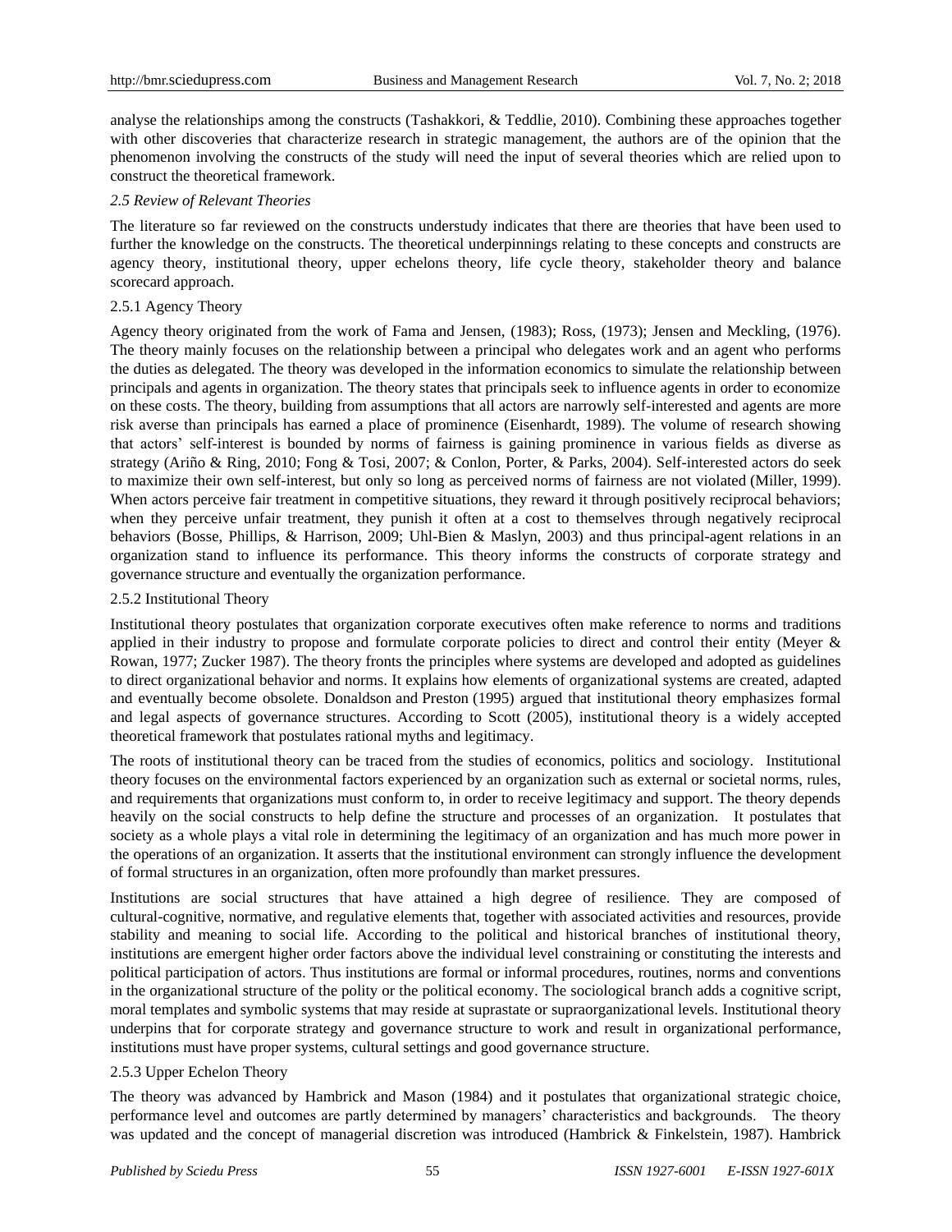analyse the relationships among the constructs (Tashakkori, & Teddlie, 2010). Combining these approaches together with other discoveries that characterize research in strategic management, the authors are of the opinion that the phenomenon involving the constructs of the study will need the input of several theories which are relied upon to construct the theoretical framework.

### *2.5 Review of Relevant Theories*

The literature so far reviewed on the constructs understudy indicates that there are theories that have been used to further the knowledge on the constructs. The theoretical underpinnings relating to these concepts and constructs are agency theory, institutional theory, upper echelons theory, life cycle theory, stakeholder theory and balance scorecard approach.

#### 2.5.1 Agency Theory

Agency theory originated from the work of Fama and Jensen, (1983); Ross, (1973); Jensen and Meckling, (1976). The theory mainly focuses on the relationship between a principal who delegates work and an agent who performs the duties as delegated. The theory was developed in the information economics to simulate the relationship between principals and agents in organization. The theory states that principals seek to influence agents in order to economize on these costs. The theory, building from assumptions that all actors are narrowly self-interested and agents are more risk averse than principals has earned a place of prominence (Eisenhardt, 1989). The volume of research showing that actors' self-interest is bounded by norms of fairness is gaining prominence in various fields as diverse as strategy (Ariño & Ring, 2010; Fong & Tosi, 2007; & Conlon, Porter, & Parks, 2004). Self-interested actors do seek to maximize their own self-interest, but only so long as perceived norms of fairness are not violated (Miller, 1999). When actors perceive fair treatment in competitive situations, they reward it through positively reciprocal behaviors; when they perceive unfair treatment, they punish it often at a cost to themselves through negatively reciprocal behaviors (Bosse, Phillips, & Harrison, 2009; Uhl-Bien & Maslyn, 2003) and thus principal-agent relations in an organization stand to influence its performance. This theory informs the constructs of corporate strategy and governance structure and eventually the organization performance.

#### 2.5.2 Institutional Theory

Institutional theory postulates that organization corporate executives often make reference to norms and traditions applied in their industry to propose and formulate corporate policies to direct and control their entity (Meyer & Rowan, 1977; Zucker 1987). The theory fronts the principles where systems are developed and adopted as guidelines to direct organizational behavior and norms. It explains how elements of organizational systems are created, adapted and eventually become obsolete. Donaldson and Preston (1995) argued that institutional theory emphasizes formal and legal aspects of governance structures. According to Scott (2005), institutional theory is a widely accepted theoretical framework that postulates rational myths and legitimacy.

The roots of institutional theory can be traced from the studies of economics, politics and sociology. Institutional theory focuses on the environmental factors experienced by an organization such as external or societal norms, rules, and requirements that organizations must conform to, in order to receive legitimacy and support. The theory depends heavily on the social constructs to help define the structure and processes of an organization. It postulates that society as a whole plays a vital role in determining the legitimacy of an organization and has much more power in the operations of an organization. It asserts that the institutional environment can strongly influence the development of formal structures in an organization, often more profoundly than market pressures.

Institutions are social structures that have attained a high degree of resilience. They are composed of cultural-cognitive, normative, and regulative elements that, together with associated activities and resources, provide stability and meaning to social life. According to the political and historical branches of institutional theory, institutions are emergent higher order factors above the individual level constraining or constituting the interests and political participation of actors. Thus institutions are formal or informal procedures, routines, norms and conventions in the organizational structure of the polity or the political economy. The sociological branch adds a cognitive script, moral templates and symbolic systems that may reside at suprastate or supraorganizational levels. Institutional theory underpins that for corporate strategy and governance structure to work and result in organizational performance, institutions must have proper systems, cultural settings and good governance structure.

#### 2.5.3 Upper Echelon Theory

The theory was advanced by Hambrick and Mason (1984) and it postulates that organizational strategic choice, performance level and outcomes are partly determined by managers' characteristics and backgrounds. The theory was updated and the concept of managerial discretion was introduced (Hambrick & Finkelstein, 1987). Hambrick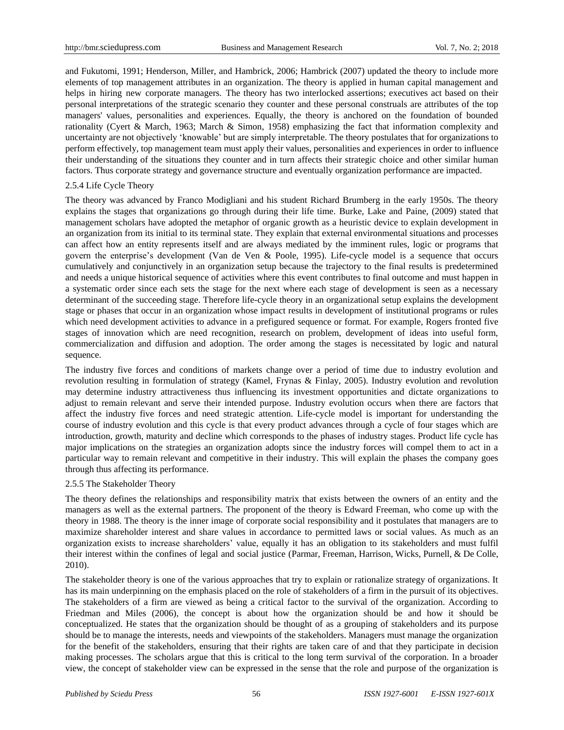and Fukutomi, 1991; Henderson, Miller, and Hambrick, 2006; Hambrick (2007) updated the theory to include more elements of top management attributes in an organization. The theory is applied in human capital management and helps in hiring new corporate managers. The theory has two interlocked assertions; executives act based on their personal interpretations of the strategic scenario they counter and these personal construals are attributes of the top managers' values, personalities and experiences. Equally, the theory is anchored on the foundation of bounded rationality (Cyert & March, 1963; March & Simon, 1958) emphasizing the fact that information complexity and uncertainty are not objectively 'knowable' but are simply interpretable. The theory postulates that for organizations to perform effectively, top management team must apply their values, personalities and experiences in order to influence their understanding of the situations they counter and in turn affects their strategic choice and other similar human factors. Thus corporate strategy and governance structure and eventually organization performance are impacted.

### 2.5.4 Life Cycle Theory

The theory was advanced by Franco Modigliani and his student Richard Brumberg in the early 1950s. The theory explains the stages that organizations go through during their life time. Burke, Lake and Paine, (2009) stated that management scholars have adopted the metaphor of organic growth as a heuristic device to explain development in an organization from its initial to its terminal state. They explain that external environmental situations and processes can affect how an entity represents itself and are always mediated by the imminent rules, logic or programs that govern the enterprise's development (Van de Ven & Poole, 1995). Life-cycle model is a sequence that occurs cumulatively and conjunctively in an organization setup because the trajectory to the final results is predetermined and needs a unique historical sequence of activities where this event contributes to final outcome and must happen in a systematic order since each sets the stage for the next where each stage of development is seen as a necessary determinant of the succeeding stage. Therefore life-cycle theory in an organizational setup explains the development stage or phases that occur in an organization whose impact results in development of institutional programs or rules which need development activities to advance in a prefigured sequence or format. For example, Rogers fronted five stages of innovation which are need recognition, research on problem, development of ideas into useful form, commercialization and diffusion and adoption. The order among the stages is necessitated by logic and natural sequence.

The industry five forces and conditions of markets change over a period of time due to industry evolution and revolution resulting in formulation of strategy (Kamel, Frynas & Finlay, 2005). Industry evolution and revolution may determine industry attractiveness thus influencing its investment opportunities and dictate organizations to adjust to remain relevant and serve their intended purpose. Industry evolution occurs when there are factors that affect the industry five forces and need strategic attention. Life-cycle model is important for understanding the course of industry evolution and this cycle is that every product advances through a cycle of four stages which are introduction, growth, maturity and decline which corresponds to the phases of industry stages. Product life cycle has major implications on the strategies an organization adopts since the industry forces will compel them to act in a particular way to remain relevant and competitive in their industry. This will explain the phases the company goes through thus affecting its performance.

### 2.5.5 The Stakeholder Theory

The theory defines the relationships and responsibility matrix that exists between the owners of an entity and the managers as well as the external partners. The proponent of the theory is Edward Freeman, who come up with the theory in 1988. The theory is the inner image of corporate social responsibility and it postulates that managers are to maximize shareholder interest and share values in accordance to permitted laws or social values. As much as an organization exists to increase shareholders' value, equally it has an obligation to its stakeholders and must fulfil their interest within the confines of legal and social justice (Parmar, Freeman, Harrison, Wicks, Purnell, & De Colle, 2010).

The stakeholder theory is one of the various approaches that try to explain or rationalize strategy of organizations. It has its main underpinning on the emphasis placed on the role of stakeholders of a firm in the pursuit of its objectives. The stakeholders of a firm are viewed as being a critical factor to the survival of the organization. According to Friedman and Miles (2006), the concept is about how the organization should be and how it should be conceptualized. He states that the organization should be thought of as a grouping of stakeholders and its purpose should be to manage the interests, needs and viewpoints of the stakeholders. Managers must manage the organization for the benefit of the stakeholders, ensuring that their rights are taken care of and that they participate in decision making processes. The scholars argue that this is critical to the long term survival of the corporation. In a broader view, the concept of stakeholder view can be expressed in the sense that the role and purpose of the organization is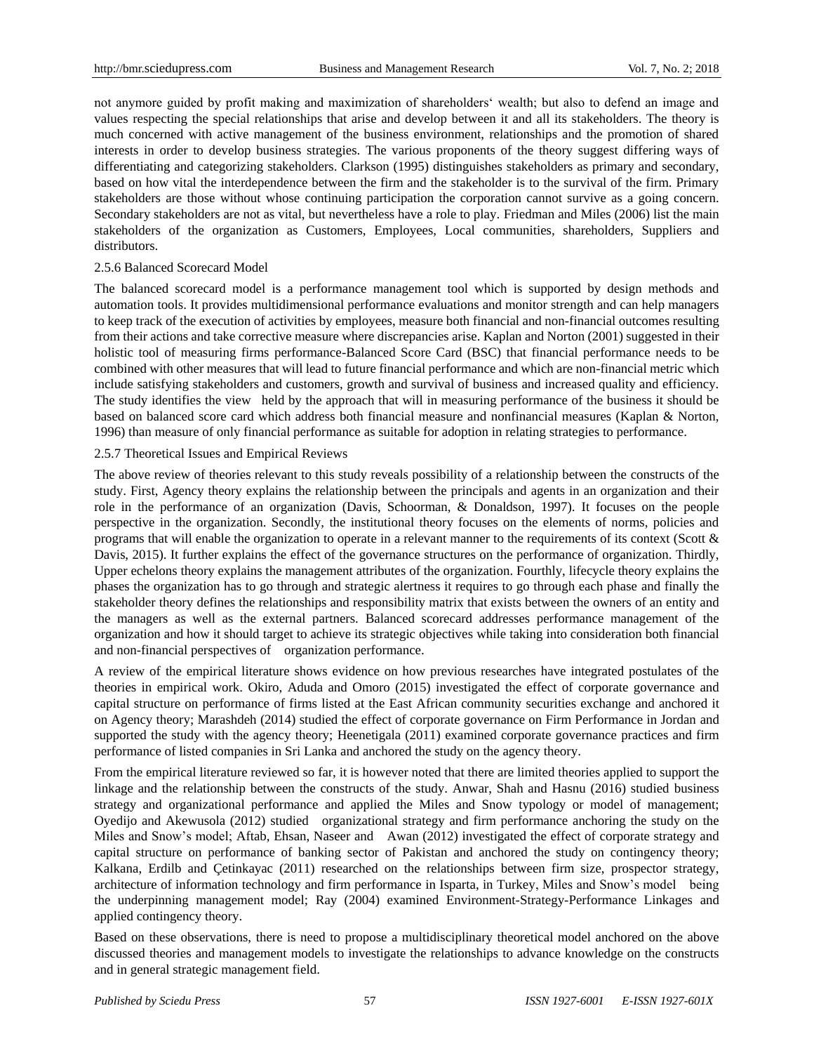not anymore guided by profit making and maximization of shareholders' wealth; but also to defend an image and values respecting the special relationships that arise and develop between it and all its stakeholders. The theory is much concerned with active management of the business environment, relationships and the promotion of shared interests in order to develop business strategies. The various proponents of the theory suggest differing ways of differentiating and categorizing stakeholders. Clarkson (1995) distinguishes stakeholders as primary and secondary, based on how vital the interdependence between the firm and the stakeholder is to the survival of the firm. Primary stakeholders are those without whose continuing participation the corporation cannot survive as a going concern. Secondary stakeholders are not as vital, but nevertheless have a role to play. Friedman and Miles (2006) list the main stakeholders of the organization as Customers, Employees, Local communities, shareholders, Suppliers and distributors.

#### 2.5.6 Balanced Scorecard Model

The balanced scorecard model is a performance management tool which is supported by design methods and automation tools. It provides multidimensional performance evaluations and monitor strength and can help managers to keep track of the execution of activities by employees, measure both financial and non-financial outcomes resulting from their actions and take corrective measure where discrepancies arise. Kaplan and Norton (2001) suggested in their holistic tool of measuring firms performance-Balanced Score Card (BSC) that financial performance needs to be combined with other measures that will lead to future financial performance and which are non-financial metric which include satisfying stakeholders and customers, growth and survival of business and increased quality and efficiency. The study identifies the view held by the approach that will in measuring performance of the business it should be based on balanced score card which address both financial measure and nonfinancial measures (Kaplan & Norton, 1996) than measure of only financial performance as suitable for adoption in relating strategies to performance.

#### 2.5.7 Theoretical Issues and Empirical Reviews

The above review of theories relevant to this study reveals possibility of a relationship between the constructs of the study. First, Agency theory explains the relationship between the principals and agents in an organization and their role in the performance of an organization (Davis, Schoorman, & Donaldson, 1997). It focuses on the people perspective in the organization. Secondly, the institutional theory focuses on the elements of norms, policies and programs that will enable the organization to operate in a relevant manner to the requirements of its context (Scott & Davis, 2015). It further explains the effect of the governance structures on the performance of organization. Thirdly, Upper echelons theory explains the management attributes of the organization. Fourthly, lifecycle theory explains the phases the organization has to go through and strategic alertness it requires to go through each phase and finally the stakeholder theory defines the relationships and responsibility matrix that exists between the owners of an entity and the managers as well as the external partners. Balanced scorecard addresses performance management of the organization and how it should target to achieve its strategic objectives while taking into consideration both financial and non-financial perspectives of organization performance.

A review of the empirical literature shows evidence on how previous researches have integrated postulates of the theories in empirical work. Okiro, Aduda and Omoro (2015) investigated the effect of corporate governance and capital structure on performance of firms listed at the East African community securities exchange and anchored it on Agency theory; Marashdeh (2014) studied the effect of corporate governance on Firm Performance in Jordan and supported the study with the agency theory; Heenetigala (2011) examined corporate governance practices and firm performance of listed companies in Sri Lanka and anchored the study on the agency theory.

From the empirical literature reviewed so far, it is however noted that there are limited theories applied to support the linkage and the relationship between the constructs of the study. Anwar, Shah and Hasnu (2016) studied business strategy and organizational performance and applied the Miles and Snow typology or model of management; Oyedijo and Akewusola (2012) studied organizational strategy and firm performance anchoring the study on the Miles and Snow's model; Aftab, Ehsan, Naseer and Awan (2012) investigated the effect of corporate strategy and capital structure on performance of banking sector of Pakistan and anchored the study on contingency theory; Kalkana, Erdilb and Çetinkayac (2011) researched on the relationships between firm size, prospector strategy, architecture of information technology and firm performance in Isparta, in Turkey, Miles and Snow's model being the underpinning management model; Ray (2004) examined Environment-Strategy-Performance Linkages and applied contingency theory.

Based on these observations, there is need to propose a multidisciplinary theoretical model anchored on the above discussed theories and management models to investigate the relationships to advance knowledge on the constructs and in general strategic management field.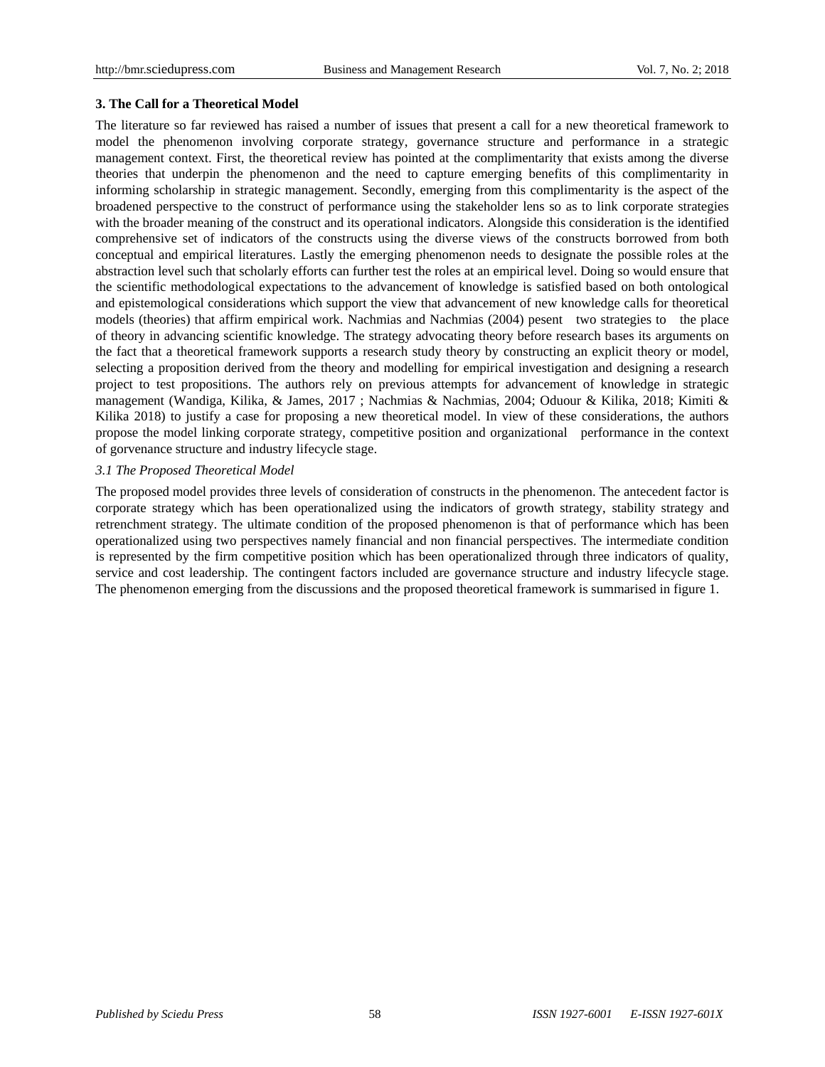## 3. The Call for a Theoretical Model

The literature so far reviewed has raised a number of issues that present a call for a new theoretical framework to model the phenomenon involving corporate strategy, governance structure and performance in a strategic management context. First, the theoretical review has pointed at the complimentarity that exists among the diverse theories that underpin the phenomenon and the need to capture emerging benefits of this complimentarity in informing scholarship in strategic management. Secondly, emerging from this complimentarity is the aspect of the broadened perspective to the construct of performance using the stakeholder lens so as to link corporate strategies with the broader meaning of the construct and its operational indicators. Alongside this consideration is the identified comprehensive set of indicators of the constructs using the diverse views of the constructs borrowed from both conceptual and empirical literatures. Lastly the emerging phenomenon needs to designate the possible roles at the abstraction level such that scholarly efforts can further test the roles at an empirical level. Doing so would ensure that the scientific methodological expectations to the advancement of knowledge is satisfied based on both ontological and epistemological considerations which support the view that advancement of new knowledge calls for theoretical models (theories) that affirm empirical work. Nachmias and Nachmias (2004) pesent two strategies to the place of theory in advancing scientific knowledge. The strategy advocating theory before research bases its arguments on the fact that a theoretical framework supports a research study theory by constructing an explicit theory or model, selecting a proposition derived from the theory and modelling for empirical investigation and designing a research project to test propositions. The authors rely on previous attempts for advancement of knowledge in strategic management (Wandiga, Kilika, & James, 2017 ; Nachmias & Nachmias, 2004; Oduour & Kilika, 2018; Kimiti & Kilika 2018) to justify a case for proposing a new theoretical model. In view of these considerations, the authors propose the model linking corporate strategy, competitive position and organizational performance in the context of gorvenance structure and industry lifecycle stage.

### *3.1 The Proposed Theoretical Model*

The proposed model provides three levels of consideration of constructs in the phenomenon. The antecedent factor is corporate strategy which has been operationalized using the indicators of growth strategy, stability strategy and retrenchment strategy. The ultimate condition of the proposed phenomenon is that of performance which has been operationalized using two perspectives namely financial and non financial perspectives. The intermediate condition is represented by the firm competitive position which has been operationalized through three indicators of quality, service and cost leadership. The contingent factors included are governance structure and industry lifecycle stage. The phenomenon emerging from the discussions and the proposed theoretical framework is summarised in figure 1.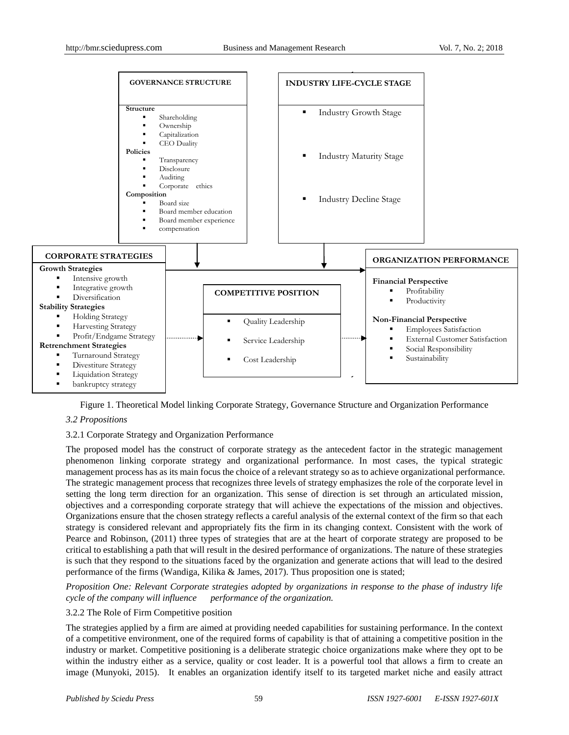GOVERNANCE STRUCTURE

**Structure**
- Shareholding
- Ownership
- Capitalization
- CEO Duality

**Policies**
- Transparency
- Disclosure
- Auditing
- Corporate ethics

**Composition**
- Board size
- Board member education
- Board member experience
- compensation

INDUSTRY LIFE-CYCLE STAGE
- Industry Growth Stage
- Industry Maturity Stage
- Industry Decline Stage

CORPORATE STRATEGIES

**Growth Strategies**
- Intensive growth
- Integrative growth
- Diversification

**Stability Strategies**
- Holding Strategy
- Harvesting Strategy
- Profit/Endgame Strategy

**Retrenchment Strategies**
- Turnaround Strategy
- Divestiture Strategy
- Liquidation Strategy
- bankruptcy strategy

COMPETITIVE POSITION
- Quality Leadership
- Service Leadership
- Cost Leadership

ORGANIZATION PERFORMANCE

**Financial Perspective**
- Profitability
- Productivity

**Non-Financial Perspective**
- Employees Satisfaction
- External Customer Satisfaction
- Social Responsibility
- Sustainability

Figure 1. Theoretical Model linking Corporate Strategy, Governance Structure and Organization Performance

### *3.2 Propositions*

#### 3.2.1 Corporate Strategy and Organization Performance

The proposed model has the construct of corporate strategy as the antecedent factor in the strategic management phenomenon linking corporate strategy and organizational performance. In most cases, the typical strategic management process has as its main focus the choice of a relevant strategy so as to achieve organizational performance. The strategic management process that recognizes three levels of strategy emphasizes the role of the corporate level in setting the long term direction for an organization. This sense of direction is set through an articulated mission, objectives and a corresponding corporate strategy that will achieve the expectations of the mission and objectives. Organizations ensure that the chosen strategy reflects a careful analysis of the external context of the firm so that each strategy is considered relevant and appropriately fits the firm in its changing context. Consistent with the work of Pearce and Robinson, (2011) three types of strategies that are at the heart of corporate strategy are proposed to be critical to establishing a path that will result in the desired performance of organizations. The nature of these strategies is such that they respond to the situations faced by the organization and generate actions that will lead to the desired performance of the firms (Wandiga, Kilika & James, 2017). Thus proposition one is stated;

*Proposition One: Relevant Corporate strategies adopted by organizations in response to the phase of industry life cycle of the company will influence performance of the organization.*

#### 3.2.2 The Role of Firm Competitive position

The strategies applied by a firm are aimed at providing needed capabilities for sustaining performance. In the context of a competitive environment, one of the required forms of capability is that of attaining a competitive position in the industry or market. Competitive positioning is a deliberate strategic choice organizations make where they opt to be within the industry either as a service, quality or cost leader. It is a powerful tool that allows a firm to create an image (Munyoki, 2015). It enables an organization identify itself to its targeted market niche and easily attract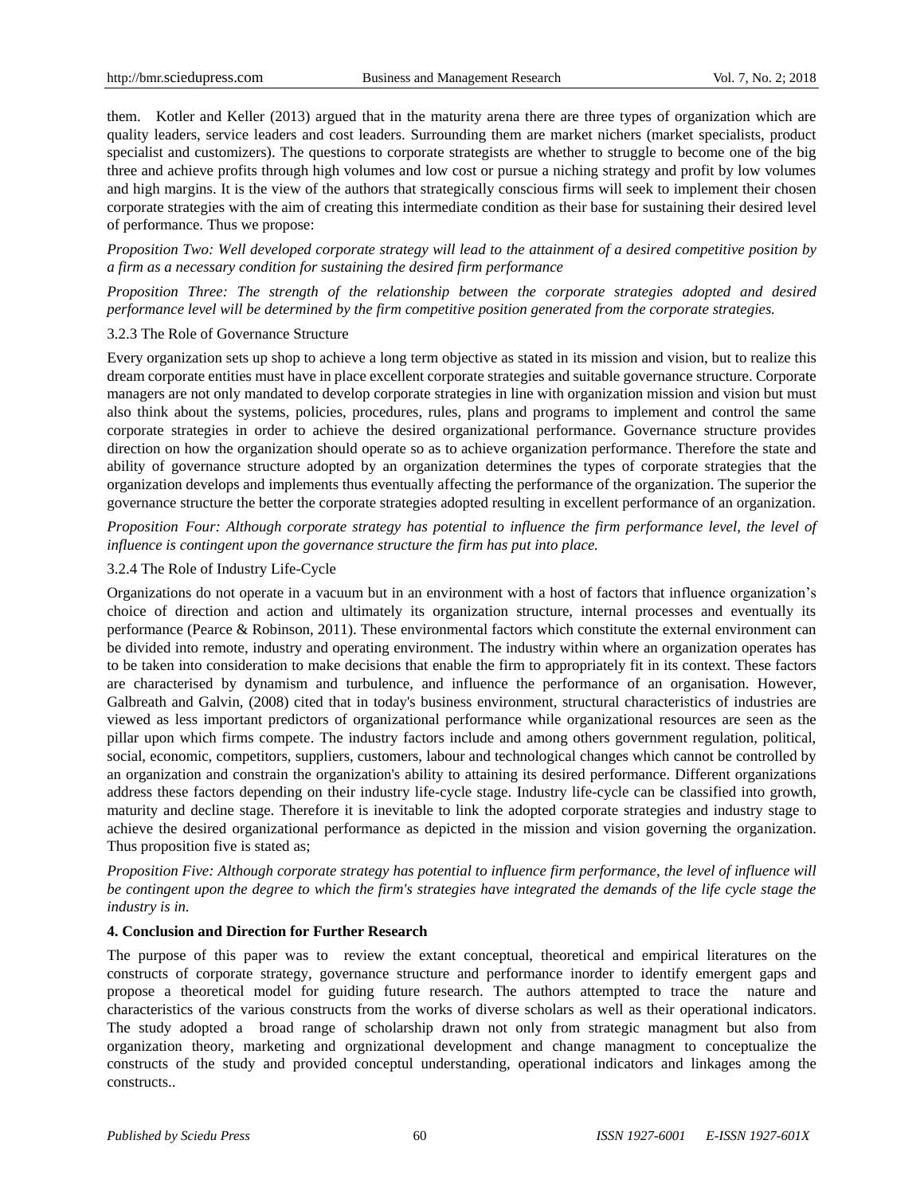them. Kotler and Keller (2013) argued that in the maturity arena there are three types of organization which are quality leaders, service leaders and cost leaders. Surrounding them are market nichers (market specialists, product specialist and customizers). The questions to corporate strategists are whether to struggle to become one of the big three and achieve profits through high volumes and low cost or pursue a niching strategy and profit by low volumes and high margins. It is the view of the authors that strategically conscious firms will seek to implement their chosen corporate strategies with the aim of creating this intermediate condition as their base for sustaining their desired level of performance. Thus we propose:

*Proposition Two: Well developed corporate strategy will lead to the attainment of a desired competitive position by a firm as a necessary condition for sustaining the desired firm performance*

*Proposition Three: The strength of the relationship between the corporate strategies adopted and desired performance level will be determined by the firm competitive position generated from the corporate strategies.*

### 3.2.3 The Role of Governance Structure

Every organization sets up shop to achieve a long term objective as stated in its mission and vision, but to realize this dream corporate entities must have in place excellent corporate strategies and suitable governance structure. Corporate managers are not only mandated to develop corporate strategies in line with organization mission and vision but must also think about the systems, policies, procedures, rules, plans and programs to implement and control the same corporate strategies in order to achieve the desired organizational performance. Governance structure provides direction on how the organization should operate so as to achieve organization performance. Therefore the state and ability of governance structure adopted by an organization determines the types of corporate strategies that the organization develops and implements thus eventually affecting the performance of the organization. The superior the governance structure the better the corporate strategies adopted resulting in excellent performance of an organization.

*Proposition Four: Although corporate strategy has potential to influence the firm performance level, the level of influence is contingent upon the governance structure the firm has put into place.*

### 3.2.4 The Role of Industry Life-Cycle

Organizations do not operate in a vacuum but in an environment with a host of factors that influence organization's choice of direction and action and ultimately its organization structure, internal processes and eventually its performance (Pearce & Robinson, 2011). These environmental factors which constitute the external environment can be divided into remote, industry and operating environment. The industry within where an organization operates has to be taken into consideration to make decisions that enable the firm to appropriately fit in its context. These factors are characterised by dynamism and turbulence, and influence the performance of an organisation. However, Galbreath and Galvin, (2008) cited that in today's business environment, structural characteristics of industries are viewed as less important predictors of organizational performance while organizational resources are seen as the pillar upon which firms compete. The industry factors include and among others government regulation, political, social, economic, competitors, suppliers, customers, labour and technological changes which cannot be controlled by an organization and constrain the organization's ability to attaining its desired performance. Different organizations address these factors depending on their industry life-cycle stage. Industry life-cycle can be classified into growth, maturity and decline stage. Therefore it is inevitable to link the adopted corporate strategies and industry stage to achieve the desired organizational performance as depicted in the mission and vision governing the organization. Thus proposition five is stated as;

*Proposition Five: Although corporate strategy has potential to influence firm performance, the level of influence will be contingent upon the degree to which the firm's strategies have integrated the demands of the life cycle stage the industry is in.*

## 4. Conclusion and Direction for Further Research

The purpose of this paper was to review the extant conceptual, theoretical and empirical literatures on the constructs of corporate strategy, governance structure and performance inorder to identify emergent gaps and propose a theoretical model for guiding future research. The authors attempted to trace the nature and characteristics of the various constructs from the works of diverse scholars as well as their operational indicators. The study adopted a broad range of scholarship drawn not only from strategic managment but also from organization theory, marketing and orgnizational development and change managment to conceptualize the constructs of the study and provided conceptul understanding, operational indicators and linkages among the constructs..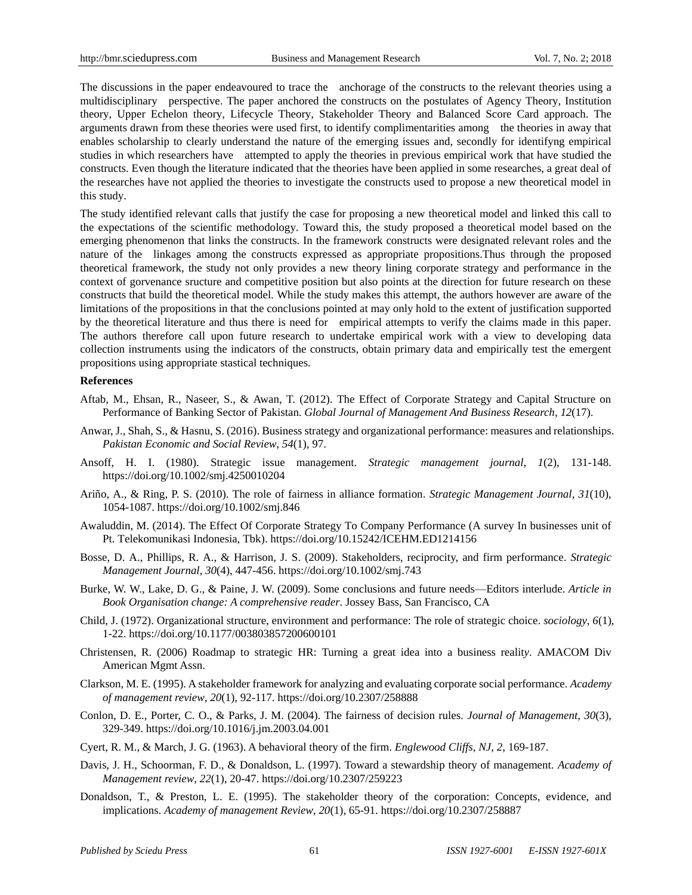The discussions in the paper endeavoured to trace the anchorage of the constructs to the relevant theories using a multidisciplinary perspective. The paper anchored the constructs on the postulates of Agency Theory, Institution theory, Upper Echelon theory, Lifecycle Theory, Stakeholder Theory and Balanced Score Card approach. The arguments drawn from these theories were used first, to identify complimentarities among the theories in away that enables scholarship to clearly understand the nature of the emerging issues and, secondly for identifyng empirical studies in which researchers have attempted to apply the theories in previous empirical work that have studied the constructs. Even though the literature indicated that the theories have been applied in some researches, a great deal of the researches have not applied the theories to investigate the constructs used to propose a new theoretical model in this study.

The study identified relevant calls that justify the case for proposing a new theoretical model and linked this call to the expectations of the scientific methodology. Toward this, the study proposed a theoretical model based on the emerging phenomenon that links the constructs. In the framework constructs were designated relevant roles and the nature of the linkages among the constructs expressed as appropriate propositions.Thus through the proposed theoretical framework, the study not only provides a new theory lining corporate strategy and performance in the context of gorvenance sructure and competitive position but also points at the direction for future research on these constructs that build the theoretical model. While the study makes this attempt, the authors however are aware of the limitations of the propositions in that the conclusions pointed at may only hold to the extent of justification supported by the theoretical literature and thus there is need for empirical attempts to verify the claims made in this paper. The authors therefore call upon future research to undertake empirical work with a view to developing data collection instruments using the indicators of the constructs, obtain primary data and empirically test the emergent propositions using appropriate stastical techniques.

**References**

Aftab, M., Ehsan, R., Naseer, S., & Awan, T. (2012). The Effect of Corporate Strategy and Capital Structure on Performance of Banking Sector of Pakistan. *Global Journal of Management And Business Research*, *12*(17).

Anwar, J., Shah, S., & Hasnu, S. (2016). Business strategy and organizational performance: measures and relationships. *Pakistan Economic and Social Review*, *54*(1), 97.

Ansoff, H. I. (1980). Strategic issue management. *Strategic management journal*, *1*(2), 131-148. https://doi.org/10.1002/smj.4250010204

Ariño, A., & Ring, P. S. (2010). The role of fairness in alliance formation. *Strategic Management Journal*, *31*(10), 1054-1087. https://doi.org/10.1002/smj.846

Awaluddin, M. (2014). The Effect Of Corporate Strategy To Company Performance (A survey In businesses unit of Pt. Telekomunikasi Indonesia, Tbk). https://doi.org/10.15242/ICEHM.ED1214156

Bosse, D. A., Phillips, R. A., & Harrison, J. S. (2009). Stakeholders, reciprocity, and firm performance. *Strategic Management Journal*, *30*(4), 447-456. https://doi.org/10.1002/smj.743

Burke, W. W., Lake, D. G., & Paine, J. W. (2009). Some conclusions and future needs—Editors interlude. *Article in Book Organisation change: A comprehensive reader*. Jossey Bass, San Francisco, CA

Child, J. (1972). Organizational structure, environment and performance: The role of strategic choice. *sociology*, *6*(1), 1-22. https://doi.org/10.1177/003803857200600101

Christensen, R. (2006) Roadmap to strategic HR: Turning a great idea into a business reality. AMACOM Div American Mgmt Assn.

Clarkson, M. E. (1995). A stakeholder framework for analyzing and evaluating corporate social performance. *Academy of management review*, *20*(1), 92-117. https://doi.org/10.2307/258888

Conlon, D. E., Porter, C. O., & Parks, J. M. (2004). The fairness of decision rules. *Journal of Management*, *30*(3), 329-349. https://doi.org/10.1016/j.jm.2003.04.001

Cyert, R. M., & March, J. G. (1963). A behavioral theory of the firm. *Englewood Cliffs, NJ*, *2*, 169-187.

Davis, J. H., Schoorman, F. D., & Donaldson, L. (1997). Toward a stewardship theory of management. *Academy of Management review*, *22*(1), 20-47. https://doi.org/10.2307/259223

Donaldson, T., & Preston, L. E. (1995). The stakeholder theory of the corporation: Concepts, evidence, and implications. *Academy of management Review*, *20*(1), 65-91. https://doi.org/10.2307/258887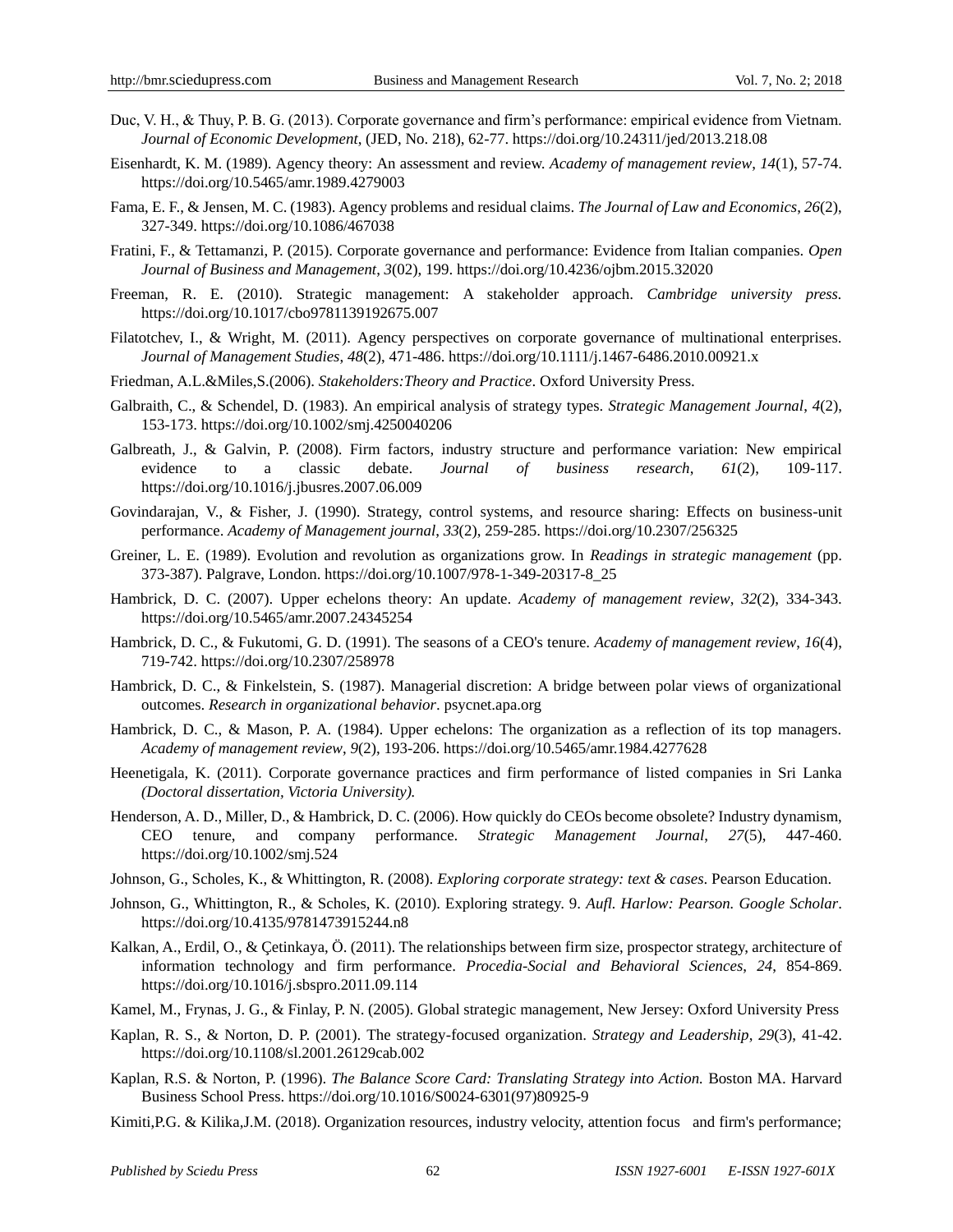Duc, V. H., & Thuy, P. B. G. (2013). Corporate governance and firm's performance: empirical evidence from Vietnam. *Journal of Economic Development*, (JED, No. 218), 62-77. https://doi.org/10.24311/jed/2013.218.08

Eisenhardt, K. M. (1989). Agency theory: An assessment and review. *Academy of management review*, *14*(1), 57-74. https://doi.org/10.5465/amr.1989.4279003

Fama, E. F., & Jensen, M. C. (1983). Agency problems and residual claims. *The Journal of Law and Economics*, *26*(2), 327-349. https://doi.org/10.1086/467038

Fratini, F., & Tettamanzi, P. (2015). Corporate governance and performance: Evidence from Italian companies. *Open Journal of Business and Management*, *3*(02), 199. https://doi.org/10.4236/ojbm.2015.32020

Freeman, R. E. (2010). Strategic management: A stakeholder approach. *Cambridge university press.* https://doi.org/10.1017/cbo9781139192675.007

Filatotchev, I., & Wright, M. (2011). Agency perspectives on corporate governance of multinational enterprises. *Journal of Management Studies*, *48*(2), 471-486. https://doi.org/10.1111/j.1467-6486.2010.00921.x

Friedman, A.L.&Miles,S.(2006). *Stakeholders:Theory and Practice*. Oxford University Press.

Galbraith, C., & Schendel, D. (1983). An empirical analysis of strategy types. *Strategic Management Journal*, *4*(2), 153-173. https://doi.org/10.1002/smj.4250040206

Galbreath, J., & Galvin, P. (2008). Firm factors, industry structure and performance variation: New empirical evidence to a classic debate. *Journal of business research*, *61*(2), 109-117. https://doi.org/10.1016/j.jbusres.2007.06.009

Govindarajan, V., & Fisher, J. (1990). Strategy, control systems, and resource sharing: Effects on business-unit performance. *Academy of Management journal*, *33*(2), 259-285. https://doi.org/10.2307/256325

Greiner, L. E. (1989). Evolution and revolution as organizations grow. In *Readings in strategic management* (pp. 373-387). Palgrave, London. https://doi.org/10.1007/978-1-349-20317-8_25

Hambrick, D. C. (2007). Upper echelons theory: An update. *Academy of management review*, *32*(2), 334-343. https://doi.org/10.5465/amr.2007.24345254

Hambrick, D. C., & Fukutomi, G. D. (1991). The seasons of a CEO's tenure. *Academy of management review*, *16*(4), 719-742. https://doi.org/10.2307/258978

Hambrick, D. C., & Finkelstein, S. (1987). Managerial discretion: A bridge between polar views of organizational outcomes. *Research in organizational behavior*. psycnet.apa.org

Hambrick, D. C., & Mason, P. A. (1984). Upper echelons: The organization as a reflection of its top managers. *Academy of management review*, *9*(2), 193-206. https://doi.org/10.5465/amr.1984.4277628

Heenetigala, K. (2011). Corporate governance practices and firm performance of listed companies in Sri Lanka *(Doctoral dissertation, Victoria University).*

Henderson, A. D., Miller, D., & Hambrick, D. C. (2006). How quickly do CEOs become obsolete? Industry dynamism, CEO tenure, and company performance. *Strategic Management Journal*, *27*(5), 447-460. https://doi.org/10.1002/smj.524

Johnson, G., Scholes, K., & Whittington, R. (2008). *Exploring corporate strategy: text & cases*. Pearson Education.

Johnson, G., Whittington, R., & Scholes, K. (2010). Exploring strategy. 9. *Aufl. Harlow: Pearson. Google Scholar*. https://doi.org/10.4135/9781473915244.n8

Kalkan, A., Erdil, O., & Çetinkaya, Ö. (2011). The relationships between firm size, prospector strategy, architecture of information technology and firm performance. *Procedia-Social and Behavioral Sciences*, *24*, 854-869. https://doi.org/10.1016/j.sbspro.2011.09.114

Kamel, M., Frynas, J. G., & Finlay, P. N. (2005). Global strategic management, New Jersey: Oxford University Press

Kaplan, R. S., & Norton, D. P. (2001). The strategy-focused organization. *Strategy and Leadership*, *29*(3), 41-42. https://doi.org/10.1108/sl.2001.26129cab.002

Kaplan, R.S. & Norton, P. (1996). *The Balance Score Card: Translating Strategy into Action.* Boston MA. Harvard Business School Press. https://doi.org/10.1016/S0024-6301(97)80925-9

Kimiti,P.G. & Kilika,J.M. (2018). Organization resources, industry velocity, attention focus and firm's performance;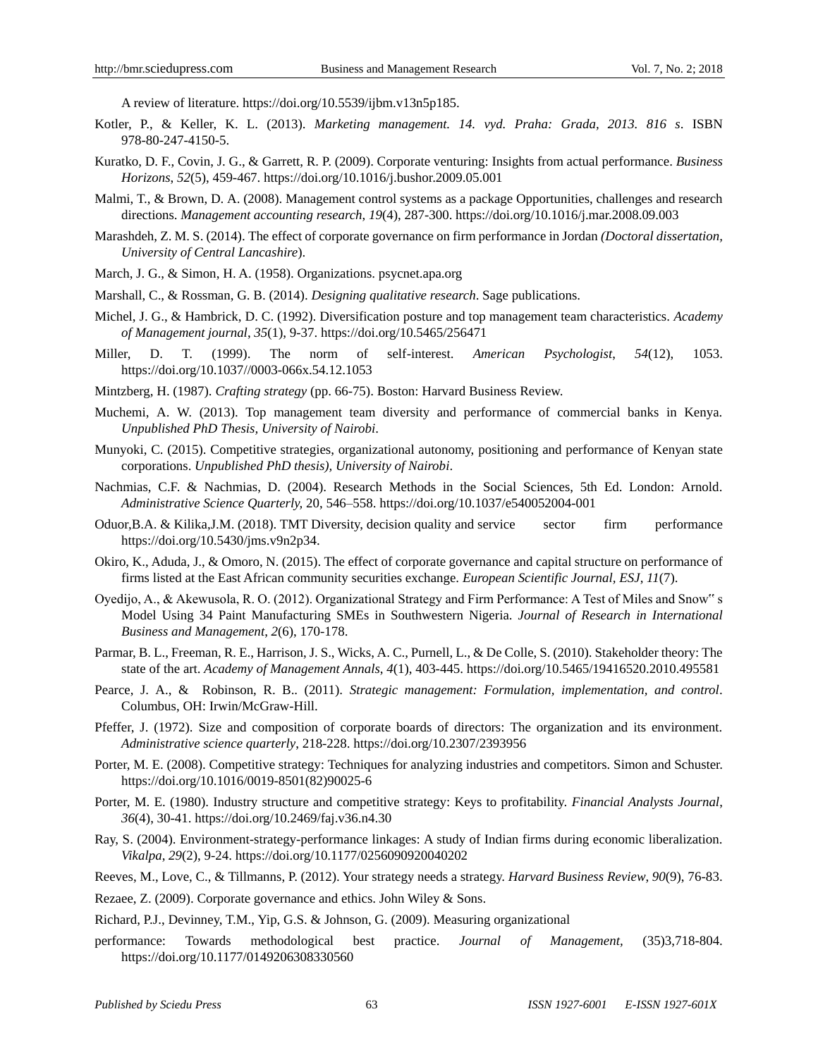A review of literature. https://doi.org/10.5539/ijbm.v13n5p185.

Kotler, P., & Keller, K. L. (2013). *Marketing management. 14. vyd. Praha: Grada, 2013. 816 s*. ISBN 978-80-247-4150-5.

Kuratko, D. F., Covin, J. G., & Garrett, R. P. (2009). Corporate venturing: Insights from actual performance. *Business Horizons*, *52*(5), 459-467. https://doi.org/10.1016/j.bushor.2009.05.001

Malmi, T., & Brown, D. A. (2008). Management control systems as a package Opportunities, challenges and research directions. *Management accounting research*, *19*(4), 287-300. https://doi.org/10.1016/j.mar.2008.09.003

Marashdeh, Z. M. S. (2014). The effect of corporate governance on firm performance in Jordan *(Doctoral dissertation, University of Central Lancashire*).

March, J. G., & Simon, H. A. (1958). Organizations. psycnet.apa.org

Marshall, C., & Rossman, G. B. (2014). *Designing qualitative research*. Sage publications.

Michel, J. G., & Hambrick, D. C. (1992). Diversification posture and top management team characteristics. *Academy of Management journal*, *35*(1), 9-37. https://doi.org/10.5465/256471

Miller, D. T. (1999). The norm of self-interest. *American Psychologist*, *54*(12), 1053. https://doi.org/10.1037//0003-066x.54.12.1053

Mintzberg, H. (1987). *Crafting strategy* (pp. 66-75). Boston: Harvard Business Review.

Muchemi, A. W. (2013). Top management team diversity and performance of commercial banks in Kenya. *Unpublished PhD Thesis, University of Nairobi*.

Munyoki, C. (2015). Competitive strategies, organizational autonomy, positioning and performance of Kenyan state corporations. *Unpublished PhD thesis), University of Nairobi*.

Nachmias, C.F. & Nachmias, D. (2004). Research Methods in the Social Sciences, 5th Ed. London: Arnold. *Administrative Science Quarterly,* 20, 546–558. https://doi.org/10.1037/e540052004-001

Oduor,B.A. & Kilika,J.M. (2018). TMT Diversity, decision quality and service sector firm performance https://doi.org/10.5430/jms.v9n2p34.

Okiro, K., Aduda, J., & Omoro, N. (2015). The effect of corporate governance and capital structure on performance of firms listed at the East African community securities exchange. *European Scientific Journal, ESJ*, *11*(7).

Oyedijo, A., & Akewusola, R. O. (2012). Organizational Strategy and Firm Performance: A Test of Miles and Snow"s Model Using 34 Paint Manufacturing SMEs in Southwestern Nigeria. *Journal of Research in International Business and Management*, *2*(6), 170-178.

Parmar, B. L., Freeman, R. E., Harrison, J. S., Wicks, A. C., Purnell, L., & De Colle, S. (2010). Stakeholder theory: The state of the art. *Academy of Management Annals*, *4*(1), 403-445. https://doi.org/10.5465/19416520.2010.495581

Pearce, J. A., & Robinson, R. B.. (2011). *Strategic management: Formulation, implementation, and control*. Columbus, OH: Irwin/McGraw-Hill.

Pfeffer, J. (1972). Size and composition of corporate boards of directors: The organization and its environment. *Administrative science quarterly*, 218-228. https://doi.org/10.2307/2393956

Porter, M. E. (2008). Competitive strategy: Techniques for analyzing industries and competitors. Simon and Schuster. https://doi.org/10.1016/0019-8501(82)90025-6

Porter, M. E. (1980). Industry structure and competitive strategy: Keys to profitability. *Financial Analysts Journal*, *36*(4), 30-41. https://doi.org/10.2469/faj.v36.n4.30

Ray, S. (2004). Environment-strategy-performance linkages: A study of Indian firms during economic liberalization. *Vikalpa*, *29*(2), 9-24. https://doi.org/10.1177/0256090920040202

Reeves, M., Love, C., & Tillmanns, P. (2012). Your strategy needs a strategy. *Harvard Business Review*, *90*(9), 76-83.

Rezaee, Z. (2009). Corporate governance and ethics. John Wiley & Sons.

Richard, P.J., Devinney, T.M., Yip, G.S. & Johnson, G. (2009). Measuring organizational

performance: Towards methodological best practice. *Journal of Management,* (35)3,718-804. https://doi.org/10.1177/0149206308330560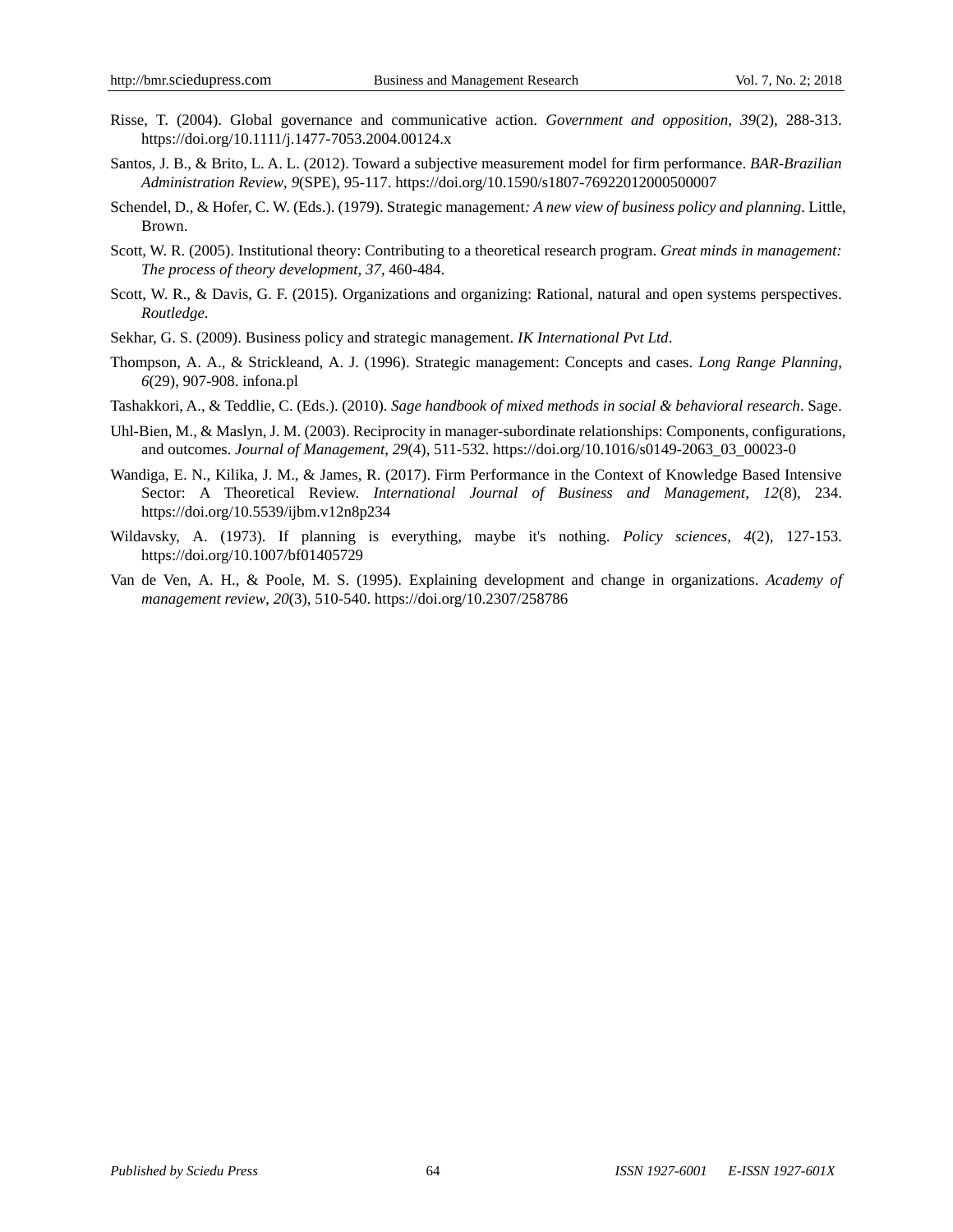Risse, T. (2004). Global governance and communicative action. *Government and opposition*, *39*(2), 288-313. https://doi.org/10.1111/j.1477-7053.2004.00124.x

Santos, J. B., & Brito, L. A. L. (2012). Toward a subjective measurement model for firm performance. *BAR-Brazilian Administration Review*, *9*(SPE), 95-117. https://doi.org/10.1590/s1807-76922012000500007

Schendel, D., & Hofer, C. W. (Eds.). (1979). Strategic management*: A new view of business policy and planning*. Little, Brown.

Scott, W. R. (2005). Institutional theory: Contributing to a theoretical research program. *Great minds in management: The process of theory development, 37*, 460-484.

Scott, W. R., & Davis, G. F. (2015). Organizations and organizing: Rational, natural and open systems perspectives. *Routledge*.

Sekhar, G. S. (2009). Business policy and strategic management. *IK International Pvt Ltd*.

Thompson, A. A., & Strickleand, A. J. (1996). Strategic management: Concepts and cases. *Long Range Planning, 6*(29), 907-908. infona.pl

Tashakkori, A., & Teddlie, C. (Eds.). (2010). *Sage handbook of mixed methods in social & behavioral research*. Sage.

Uhl-Bien, M., & Maslyn, J. M. (2003). Reciprocity in manager-subordinate relationships: Components, configurations, and outcomes. *Journal of Management*, *29*(4), 511-532. https://doi.org/10.1016/s0149-2063_03_00023-0

Wandiga, E. N., Kilika, J. M., & James, R. (2017). Firm Performance in the Context of Knowledge Based Intensive Sector: A Theoretical Review. *International Journal of Business and Management*, *12*(8), 234. https://doi.org/10.5539/ijbm.v12n8p234

Wildavsky, A. (1973). If planning is everything, maybe it's nothing. *Policy sciences*, *4*(2), 127-153. https://doi.org/10.1007/bf01405729

Van de Ven, A. H., & Poole, M. S. (1995). Explaining development and change in organizations. *Academy of management review*, *20*(3), 510-540. https://doi.org/10.2307/258786